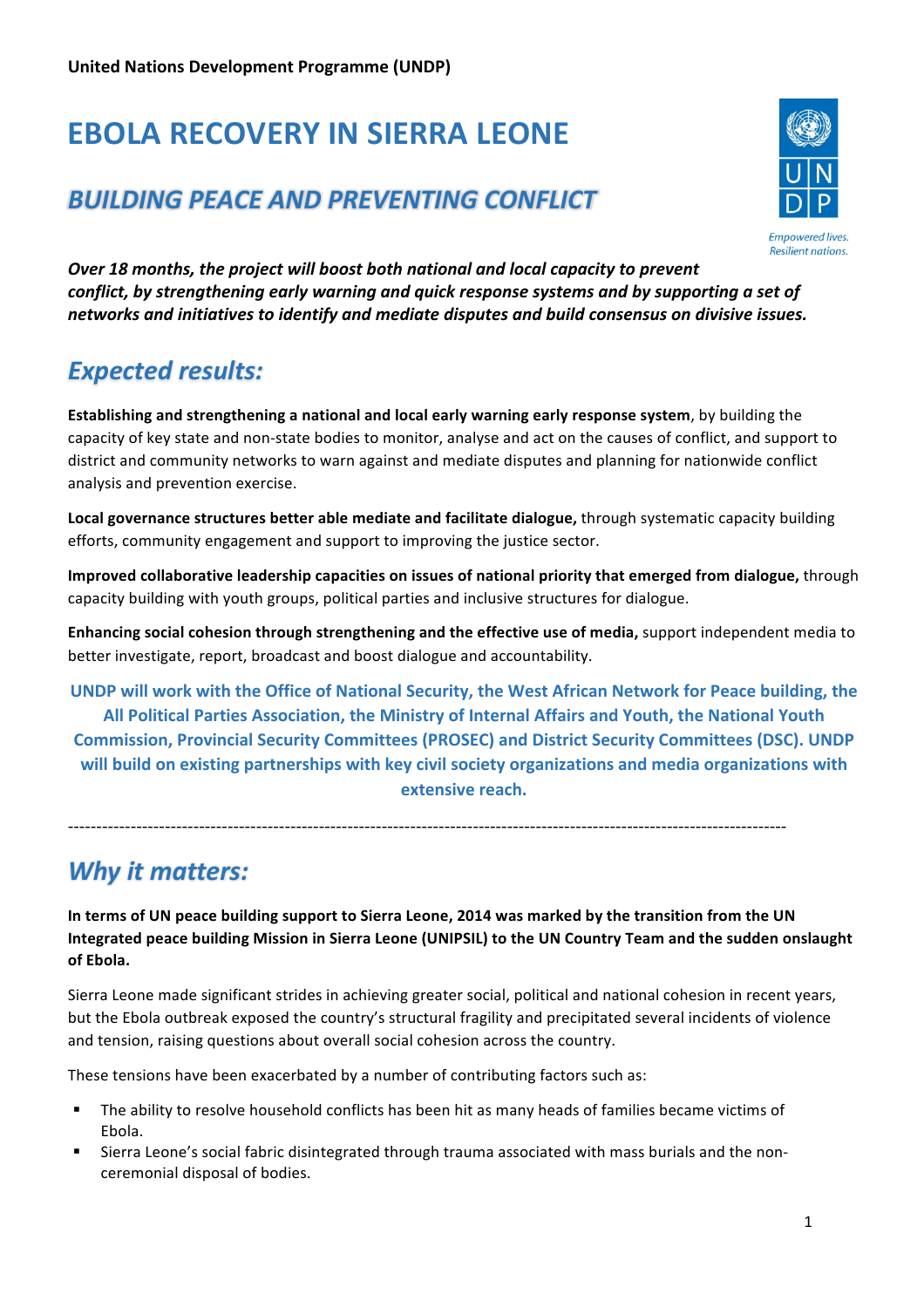**United Nations Development Programme (UNDP)**

# EBOLA RECOVERY IN SIERRA LEONE

## *BUILDING PEACE AND PREVENTING CONFLICT*

***Over 18 months, the project will boost both national and local capacity to prevent conflict, by strengthening early warning and quick response systems and by supporting a set of networks and initiatives to identify and mediate disputes and build consensus on divisive issues.***

## *Expected results:*

**Establishing and strengthening a national and local early warning early response system**, by building the capacity of key state and non-state bodies to monitor, analyse and act on the causes of conflict, and support to district and community networks to warn against and mediate disputes and planning for nationwide conflict analysis and prevention exercise.

**Local governance structures better able mediate and facilitate dialogue,** through systematic capacity building efforts, community engagement and support to improving the justice sector.

**Improved collaborative leadership capacities on issues of national priority that emerged from dialogue,** through capacity building with youth groups, political parties and inclusive structures for dialogue.

**Enhancing social cohesion through strengthening and the effective use of media,** support independent media to better investigate, report, broadcast and boost dialogue and accountability.

**UNDP will work with the Office of National Security, the West African Network for Peace building, the All Political Parties Association, the Ministry of Internal Affairs and Youth, the National Youth Commission, Provincial Security Committees (PROSEC) and District Security Committees (DSC). UNDP will build on existing partnerships with key civil society organizations and media organizations with extensive reach.**

---

## *Why it matters:*

**In terms of UN peace building support to Sierra Leone, 2014 was marked by the transition from the UN Integrated peace building Mission in Sierra Leone (UNIPSIL) to the UN Country Team and the sudden onslaught of Ebola.**

Sierra Leone made significant strides in achieving greater social, political and national cohesion in recent years, but the Ebola outbreak exposed the country's structural fragility and precipitated several incidents of violence and tension, raising questions about overall social cohesion across the country.

These tensions have been exacerbated by a number of contributing factors such as:

- The ability to resolve household conflicts has been hit as many heads of families became victims of Ebola.
- Sierra Leone's social fabric disintegrated through trauma associated with mass burials and the non-ceremonial disposal of bodies.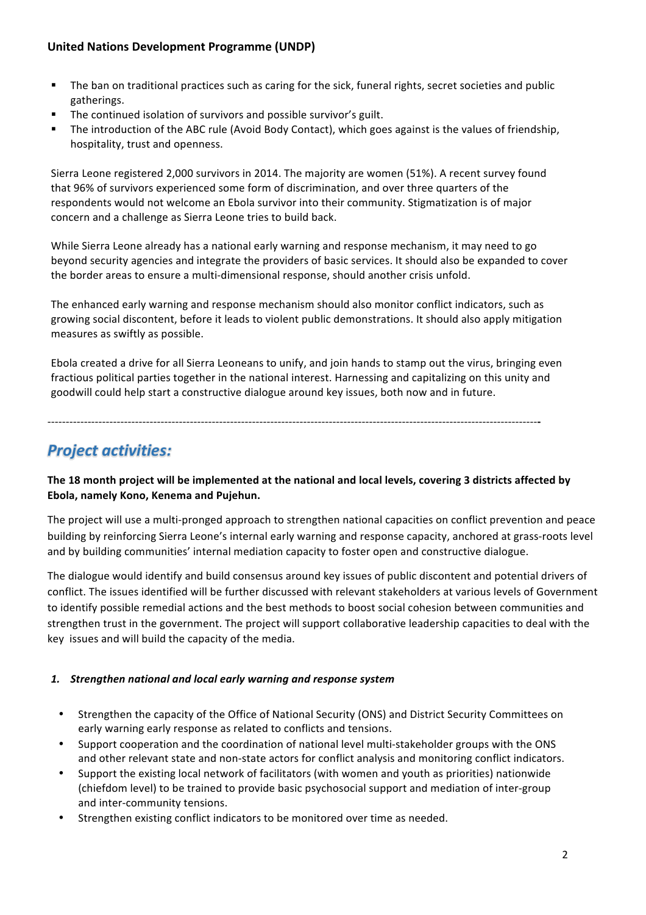- The ban on traditional practices such as caring for the sick, funeral rights, secret societies and public gatherings.
- The continued isolation of survivors and possible survivor's guilt.
- The introduction of the ABC rule (Avoid Body Contact), which goes against is the values of friendship, hospitality, trust and openness.

Sierra Leone registered 2,000 survivors in 2014. The majority are women (51%). A recent survey found that 96% of survivors experienced some form of discrimination, and over three quarters of the respondents would not welcome an Ebola survivor into their community. Stigmatization is of major concern and a challenge as Sierra Leone tries to build back.

While Sierra Leone already has a national early warning and response mechanism, it may need to go beyond security agencies and integrate the providers of basic services. It should also be expanded to cover the border areas to ensure a multi-dimensional response, should another crisis unfold.

The enhanced early warning and response mechanism should also monitor conflict indicators, such as growing social discontent, before it leads to violent public demonstrations. It should also apply mitigation measures as swiftly as possible.

Ebola created a drive for all Sierra Leoneans to unify, and join hands to stamp out the virus, bringing even fractious political parties together in the national interest. Harnessing and capitalizing on this unity and goodwill could help start a constructive dialogue around key issues, both now and in future.

---

## ***Project activities:***

**The 18 month project will be implemented at the national and local levels, covering 3 districts affected by Ebola, namely Kono, Kenema and Pujehun.**

The project will use a multi-pronged approach to strengthen national capacities on conflict prevention and peace building by reinforcing Sierra Leone's internal early warning and response capacity, anchored at grass-roots level and by building communities' internal mediation capacity to foster open and constructive dialogue.

The dialogue would identify and build consensus around key issues of public discontent and potential drivers of conflict. The issues identified will be further discussed with relevant stakeholders at various levels of Government to identify possible remedial actions and the best methods to boost social cohesion between communities and strengthen trust in the government. The project will support collaborative leadership capacities to deal with the key issues and will build the capacity of the media.

### *1. Strengthen national and local early warning and response system*

- Strengthen the capacity of the Office of National Security (ONS) and District Security Committees on early warning early response as related to conflicts and tensions.
- Support cooperation and the coordination of national level multi-stakeholder groups with the ONS and other relevant state and non-state actors for conflict analysis and monitoring conflict indicators.
- Support the existing local network of facilitators (with women and youth as priorities) nationwide (chiefdom level) to be trained to provide basic psychosocial support and mediation of inter-group and inter-community tensions.
- Strengthen existing conflict indicators to be monitored over time as needed.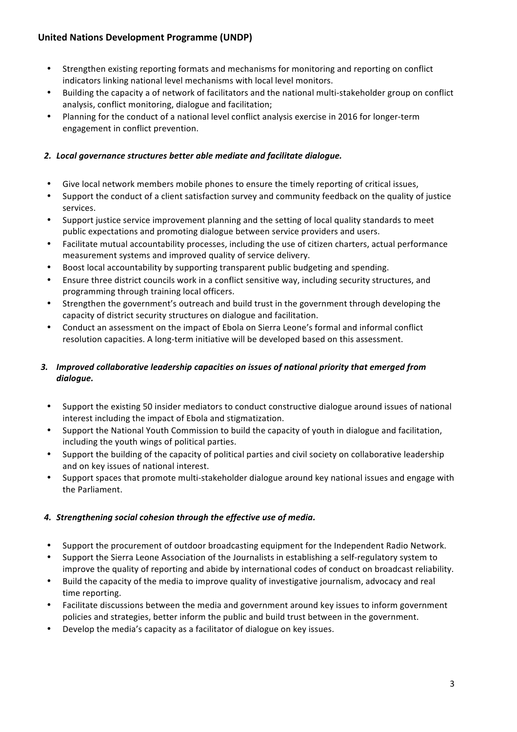**United Nations Development Programme (UNDP)**

- Strengthen existing reporting formats and mechanisms for monitoring and reporting on conflict indicators linking national level mechanisms with local level monitors.
- Building the capacity a of network of facilitators and the national multi-stakeholder group on conflict analysis, conflict monitoring, dialogue and facilitation;
- Planning for the conduct of a national level conflict analysis exercise in 2016 for longer-term engagement in conflict prevention.

***2. Local governance structures better able mediate and facilitate dialogue.***

- Give local network members mobile phones to ensure the timely reporting of critical issues,
- Support the conduct of a client satisfaction survey and community feedback on the quality of justice services.
- Support justice service improvement planning and the setting of local quality standards to meet public expectations and promoting dialogue between service providers and users.
- Facilitate mutual accountability processes, including the use of citizen charters, actual performance measurement systems and improved quality of service delivery.
- Boost local accountability by supporting transparent public budgeting and spending.
- Ensure three district councils work in a conflict sensitive way, including security structures, and programming through training local officers.
- Strengthen the government's outreach and build trust in the government through developing the capacity of district security structures on dialogue and facilitation.
- Conduct an assessment on the impact of Ebola on Sierra Leone's formal and informal conflict resolution capacities. A long-term initiative will be developed based on this assessment.

***3. Improved collaborative leadership capacities on issues of national priority that emerged from dialogue.***

- Support the existing 50 insider mediators to conduct constructive dialogue around issues of national interest including the impact of Ebola and stigmatization.
- Support the National Youth Commission to build the capacity of youth in dialogue and facilitation, including the youth wings of political parties.
- Support the building of the capacity of political parties and civil society on collaborative leadership and on key issues of national interest.
- Support spaces that promote multi-stakeholder dialogue around key national issues and engage with the Parliament.

***4. Strengthening social cohesion through the effective use of media.***

- Support the procurement of outdoor broadcasting equipment for the Independent Radio Network.
- Support the Sierra Leone Association of the Journalists in establishing a self-regulatory system to improve the quality of reporting and abide by international codes of conduct on broadcast reliability.
- Build the capacity of the media to improve quality of investigative journalism, advocacy and real time reporting.
- Facilitate discussions between the media and government around key issues to inform government policies and strategies, better inform the public and build trust between in the government.
- Develop the media's capacity as a facilitator of dialogue on key issues.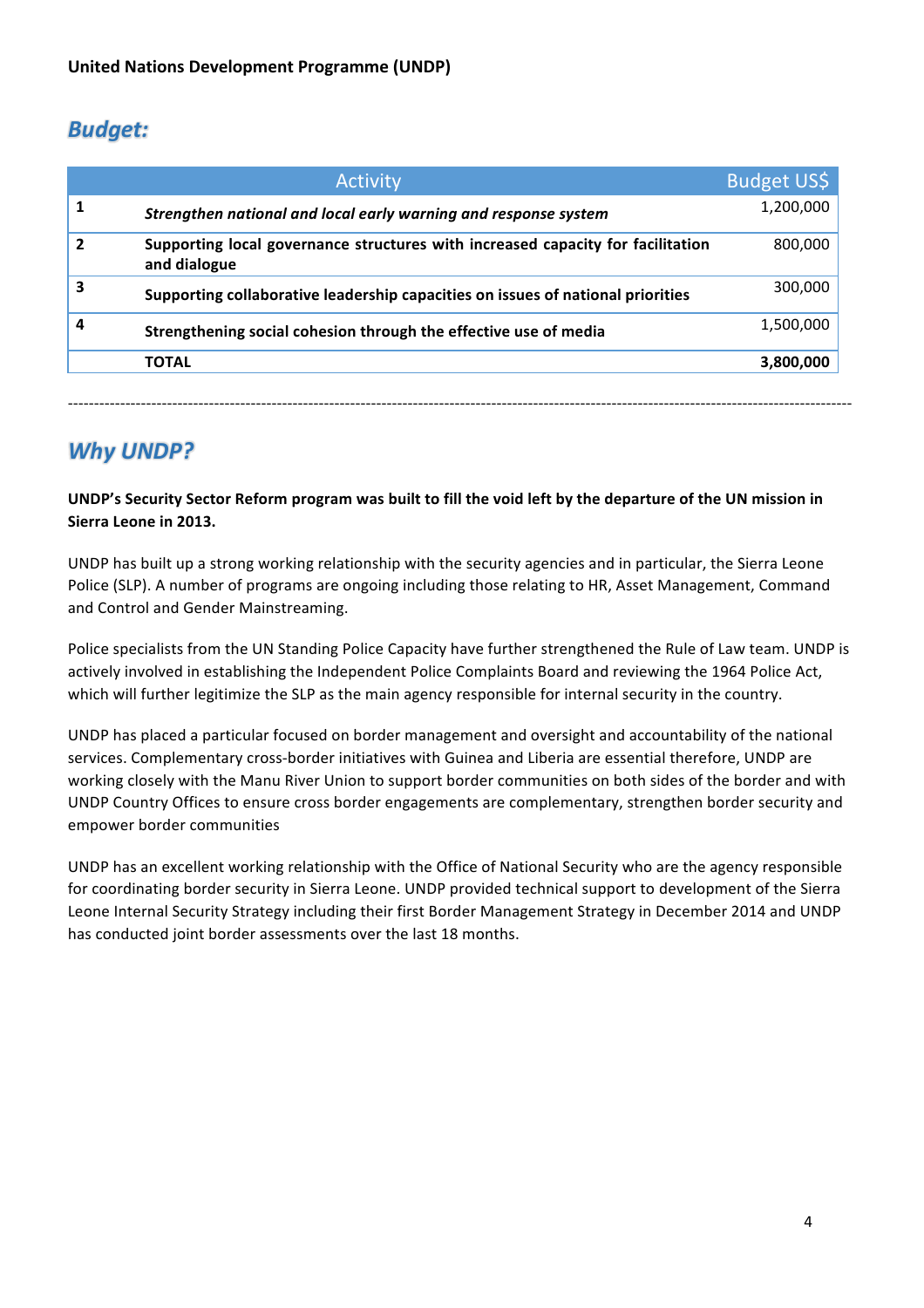**United Nations Development Programme (UNDP)**

## *Budget:*

| | Activity | Budget US$ |
|---|---|---|
| 1 | ***Strengthen national and local early warning and response system*** | 1,200,000 |
| 2 | **Supporting local governance structures with increased capacity for facilitation and dialogue** | 800,000 |
| 3 | **Supporting collaborative leadership capacities on issues of national priorities** | 300,000 |
| 4 | **Strengthening social cohesion through the effective use of media** | 1,500,000 |
| | **TOTAL** | **3,800,000** |

---

## *Why UNDP?*

**UNDP's Security Sector Reform program was built to fill the void left by the departure of the UN mission in Sierra Leone in 2013.**

UNDP has built up a strong working relationship with the security agencies and in particular, the Sierra Leone Police (SLP). A number of programs are ongoing including those relating to HR, Asset Management, Command and Control and Gender Mainstreaming.

Police specialists from the UN Standing Police Capacity have further strengthened the Rule of Law team. UNDP is actively involved in establishing the Independent Police Complaints Board and reviewing the 1964 Police Act, which will further legitimize the SLP as the main agency responsible for internal security in the country.

UNDP has placed a particular focused on border management and oversight and accountability of the national services. Complementary cross-border initiatives with Guinea and Liberia are essential therefore, UNDP are working closely with the Manu River Union to support border communities on both sides of the border and with UNDP Country Offices to ensure cross border engagements are complementary, strengthen border security and empower border communities

UNDP has an excellent working relationship with the Office of National Security who are the agency responsible for coordinating border security in Sierra Leone. UNDP provided technical support to development of the Sierra Leone Internal Security Strategy including their first Border Management Strategy in December 2014 and UNDP has conducted joint border assessments over the last 18 months.